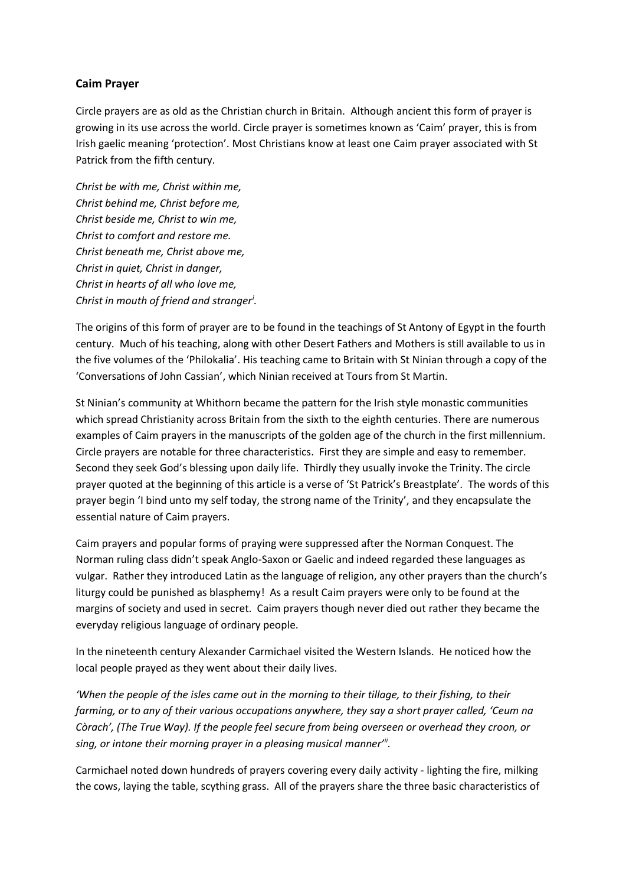**Caim Prayer**

Circle prayers are as old as the Christian church in Britain. Although ancient this form of prayer is growing in its use across the world. Circle prayer is sometimes known as 'Caim' prayer, this is from Irish gaelic meaning 'protection'. Most Christians know at least one Caim prayer associated with St Patrick from the fifth century.

*Christ be with me, Christ within me,*
*Christ behind me, Christ before me,*
*Christ beside me, Christ to win me,*
*Christ to comfort and restore me.*
*Christ beneath me, Christ above me,*
*Christ in quiet, Christ in danger,*
*Christ in hearts of all who love me,*
*Christ in mouth of friend and stranger*[i].

The origins of this form of prayer are to be found in the teachings of St Antony of Egypt in the fourth century. Much of his teaching, along with other Desert Fathers and Mothers is still available to us in the five volumes of the 'Philokalia'. His teaching came to Britain with St Ninian through a copy of the 'Conversations of John Cassian', which Ninian received at Tours from St Martin.

St Ninian's community at Whithorn became the pattern for the Irish style monastic communities which spread Christianity across Britain from the sixth to the eighth centuries. There are numerous examples of Caim prayers in the manuscripts of the golden age of the church in the first millennium. Circle prayers are notable for three characteristics. First they are simple and easy to remember. Second they seek God's blessing upon daily life. Thirdly they usually invoke the Trinity. The circle prayer quoted at the beginning of this article is a verse of 'St Patrick's Breastplate'. The words of this prayer begin 'I bind unto my self today, the strong name of the Trinity', and they encapsulate the essential nature of Caim prayers.

Caim prayers and popular forms of praying were suppressed after the Norman Conquest. The Norman ruling class didn't speak Anglo-Saxon or Gaelic and indeed regarded these languages as vulgar. Rather they introduced Latin as the language of religion, any other prayers than the church's liturgy could be punished as blasphemy! As a result Caim prayers were only to be found at the margins of society and used in secret. Caim prayers though never died out rather they became the everyday religious language of ordinary people.

In the nineteenth century Alexander Carmichael visited the Western Islands. He noticed how the local people prayed as they went about their daily lives.

*'When the people of the isles came out in the morning to their tillage, to their fishing, to their farming, or to any of their various occupations anywhere, they say a short prayer called, 'Ceum na Còrach', (The True Way). If the people feel secure from being overseen or overhead they croon, or sing, or intone their morning prayer in a pleasing musical manner'*[ii].

Carmichael noted down hundreds of prayers covering every daily activity - lighting the fire, milking the cows, laying the table, scything grass. All of the prayers share the three basic characteristics of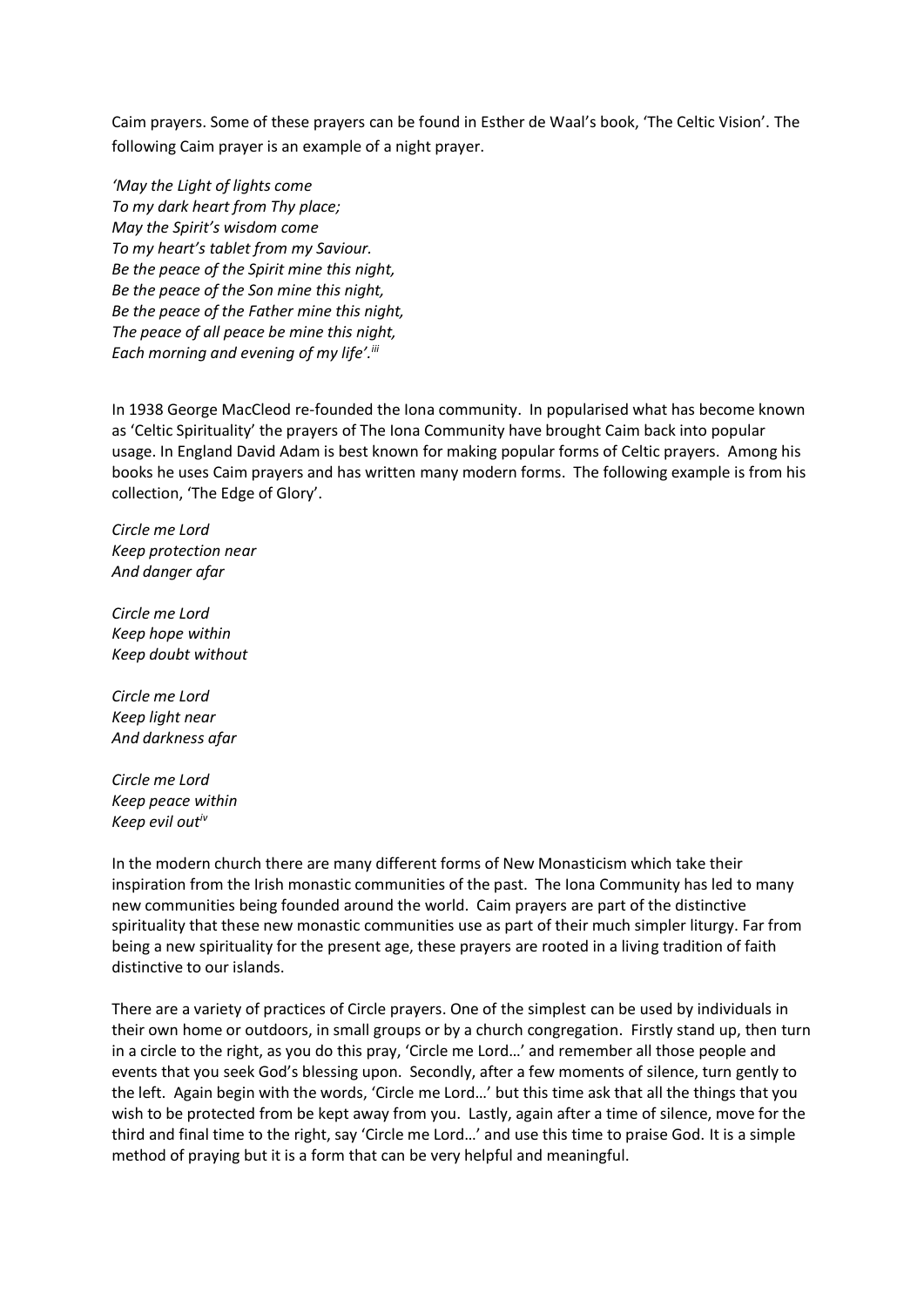Caim prayers. Some of these prayers can be found in Esther de Waal's book, 'The Celtic Vision'. The following Caim prayer is an example of a night prayer.

*'May the Light of lights come*
*To my dark heart from Thy place;*
*May the Spirit's wisdom come*
*To my heart's tablet from my Saviour.*
*Be the peace of the Spirit mine this night,*
*Be the peace of the Son mine this night,*
*Be the peace of the Father mine this night,*
*The peace of all peace be mine this night,*
*Each morning and evening of my life'.*[iii]

In 1938 George MacCleod re-founded the Iona community. In popularised what has become known as 'Celtic Spirituality' the prayers of The Iona Community have brought Caim back into popular usage. In England David Adam is best known for making popular forms of Celtic prayers. Among his books he uses Caim prayers and has written many modern forms. The following example is from his collection, 'The Edge of Glory'.

*Circle me Lord*
*Keep protection near*
*And danger afar*

*Circle me Lord*
*Keep hope within*
*Keep doubt without*

*Circle me Lord*
*Keep light near*
*And darkness afar*

*Circle me Lord*
*Keep peace within*
*Keep evil out*[iv]

In the modern church there are many different forms of New Monasticism which take their inspiration from the Irish monastic communities of the past. The Iona Community has led to many new communities being founded around the world. Caim prayers are part of the distinctive spirituality that these new monastic communities use as part of their much simpler liturgy. Far from being a new spirituality for the present age, these prayers are rooted in a living tradition of faith distinctive to our islands.

There are a variety of practices of Circle prayers. One of the simplest can be used by individuals in their own home or outdoors, in small groups or by a church congregation. Firstly stand up, then turn in a circle to the right, as you do this pray, 'Circle me Lord…' and remember all those people and events that you seek God's blessing upon. Secondly, after a few moments of silence, turn gently to the left. Again begin with the words, 'Circle me Lord…' but this time ask that all the things that you wish to be protected from be kept away from you. Lastly, again after a time of silence, move for the third and final time to the right, say 'Circle me Lord…' and use this time to praise God. It is a simple method of praying but it is a form that can be very helpful and meaningful.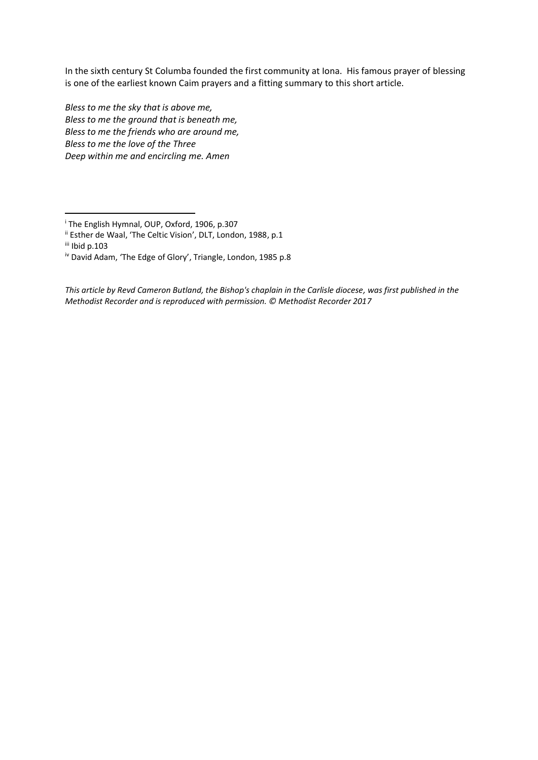In the sixth century St Columba founded the first community at Iona. His famous prayer of blessing is one of the earliest known Caim prayers and a fitting summary to this short article.

*Bless to me the sky that is above me,*
*Bless to me the ground that is beneath me,*
*Bless to me the friends who are around me,*
*Bless to me the love of the Three*
*Deep within me and encircling me. Amen*

---

[i] The English Hymnal, OUP, Oxford, 1906, p.307
[ii] Esther de Waal, 'The Celtic Vision', DLT, London, 1988, p.1
[iii] Ibid p.103
[iv] David Adam, 'The Edge of Glory', Triangle, London, 1985 p.8

*This article by Revd Cameron Butland, the Bishop's chaplain in the Carlisle diocese, was first published in the Methodist Recorder and is reproduced with permission. © Methodist Recorder 2017*